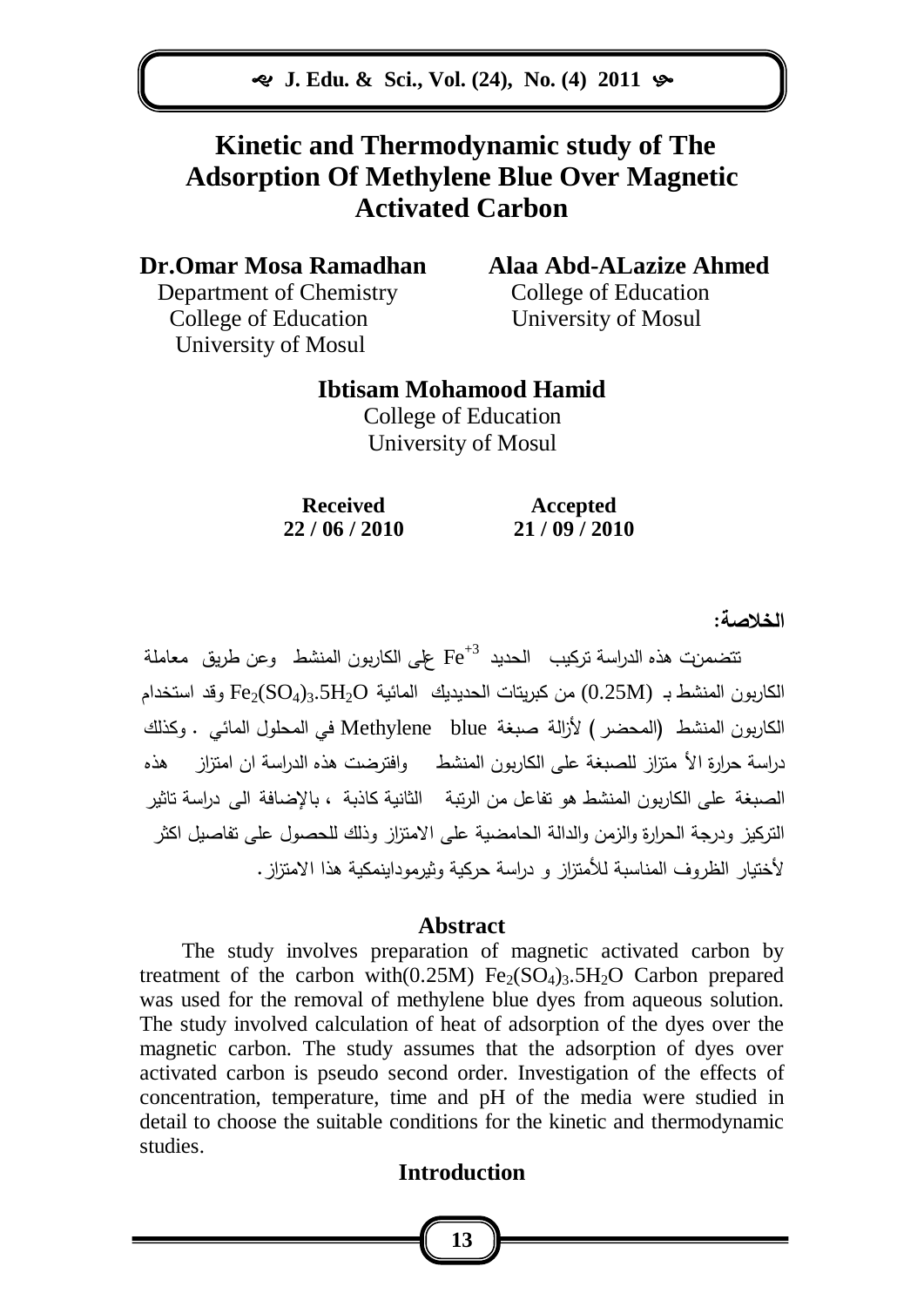# Kinetic and Thermodynamic study of The Adsorption Of Methylene Blue Over Magnetic Activated Carbon

**Dr.Omar Mosa Ramadhan**
Department of Chemistry
College of Education
University of Mosul

**Alaa Abd-ALazize Ahmed**
College of Education
University of Mosul

**Ibtisam Mohamood Hamid**
College of Education
University of Mosul

| Received | Accepted |
|---|---|
| 22 / 06 / 2010 | 21 / 09 / 2010 |

## الخلاصة:

تتضمنت هذه الدراسة تركيب الحديد $Fe^{+3}$ على الكاربون المنشط وعن طريق معاملة الكاربون المنشط بـ (0.25M) من كبريتات الحديديك المائية $Fe_2(SO_4)_3.5H_2O$ وقد استخدام الكاربون المنشط (المحضر) لأزالة صبغة Methylene blue في المحلول المائي . وكذلك دراسة حرارة الأ متزاز للصبغة على الكاربون المنشط وافترضت هذه الدراسة ان امتزاز هذه الصبغة على الكاربون المنشط هو تفاعل من الرتبة الثانية كاذبة ، بالإضافة الى دراسة تاثير التركيز ودرجة الحرارة والزمن والدالة الحامضية على الامتزاز وذلك للحصول على تفاصيل اكثر لأختيار الظروف المناسبة للأمتزاز و دراسة حركية وثيرموداينمكية هذا الامتزاز.

## Abstract

The study involves preparation of magnetic activated carbon by treatment of the carbon with(0.25M) $Fe_2(SO_4)_3.5H_2O$ Carbon prepared was used for the removal of methylene blue dyes from aqueous solution. The study involved calculation of heat of adsorption of the dyes over the magnetic carbon. The study assumes that the adsorption of dyes over activated carbon is pseudo second order. Investigation of the effects of concentration, temperature, time and pH of the media were studied in detail to choose the suitable conditions for the kinetic and thermodynamic studies.

## Introduction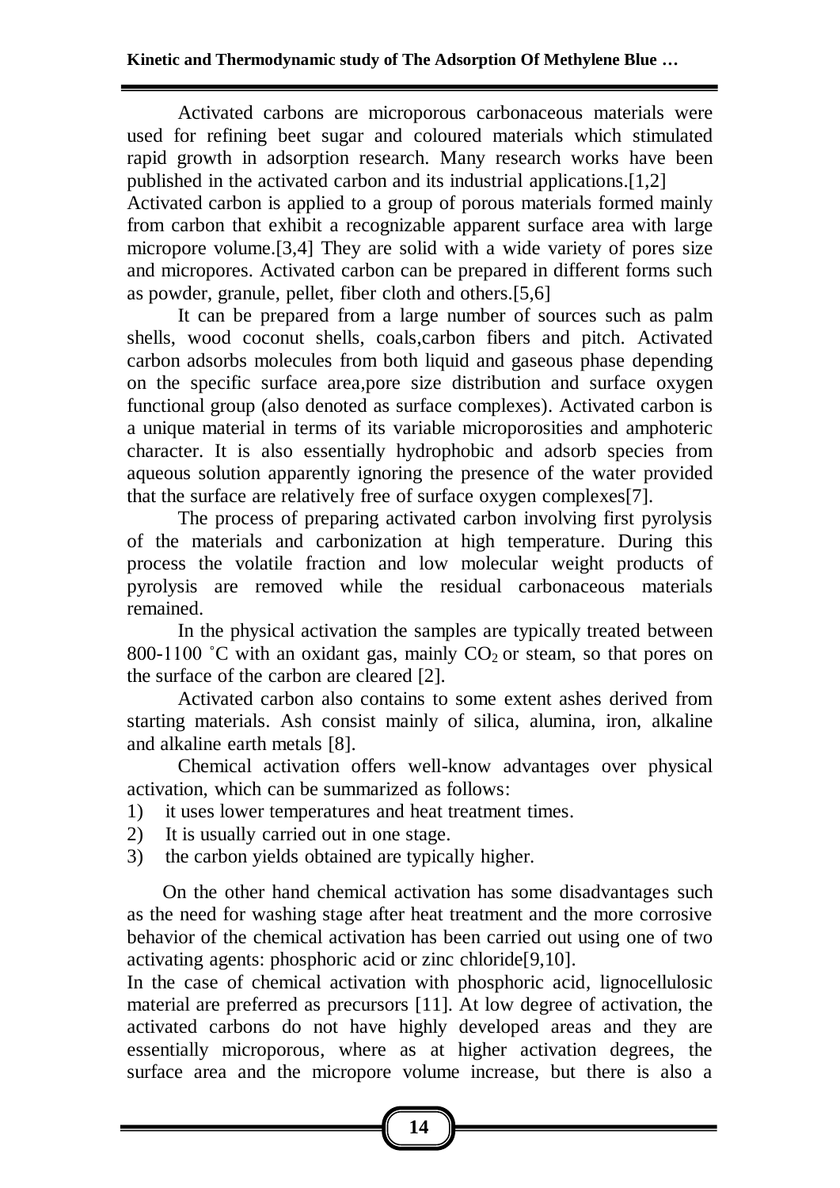Activated carbons are microporous carbonaceous materials were used for refining beet sugar and coloured materials which stimulated rapid growth in adsorption research. Many research works have been published in the activated carbon and its industrial applications.[1,2]
Activated carbon is applied to a group of porous materials formed mainly from carbon that exhibit a recognizable apparent surface area with large micropore volume.[3,4] They are solid with a wide variety of pores size and micropores. Activated carbon can be prepared in different forms such as powder, granule, pellet, fiber cloth and others.[5,6]

It can be prepared from a large number of sources such as palm shells, wood coconut shells, coals,carbon fibers and pitch. Activated carbon adsorbs molecules from both liquid and gaseous phase depending on the specific surface area,pore size distribution and surface oxygen functional group (also denoted as surface complexes). Activated carbon is a unique material in terms of its variable microporosities and amphoteric character. It is also essentially hydrophobic and adsorb species from aqueous solution apparently ignoring the presence of the water provided that the surface are relatively free of surface oxygen complexes[7].

The process of preparing activated carbon involving first pyrolysis of the materials and carbonization at high temperature. During this process the volatile fraction and low molecular weight products of pyrolysis are removed while the residual carbonaceous materials remained.

In the physical activation the samples are typically treated between 800-1100 ˚C with an oxidant gas, mainly $CO_2$ or steam, so that pores on the surface of the carbon are cleared [2].

Activated carbon also contains to some extent ashes derived from starting materials. Ash consist mainly of silica, alumina, iron, alkaline and alkaline earth metals [8].

Chemical activation offers well-know advantages over physical activation, which can be summarized as follows:

1) it uses lower temperatures and heat treatment times.
2) It is usually carried out in one stage.
3) the carbon yields obtained are typically higher.

On the other hand chemical activation has some disadvantages such as the need for washing stage after heat treatment and the more corrosive behavior of the chemical activation has been carried out using one of two activating agents: phosphoric acid or zinc chloride[9,10].
In the case of chemical activation with phosphoric acid, lignocellulosic material are preferred as precursors [11]. At low degree of activation, the activated carbons do not have highly developed areas and they are essentially microporous, where as at higher activation degrees, the surface area and the micropore volume increase, but there is also a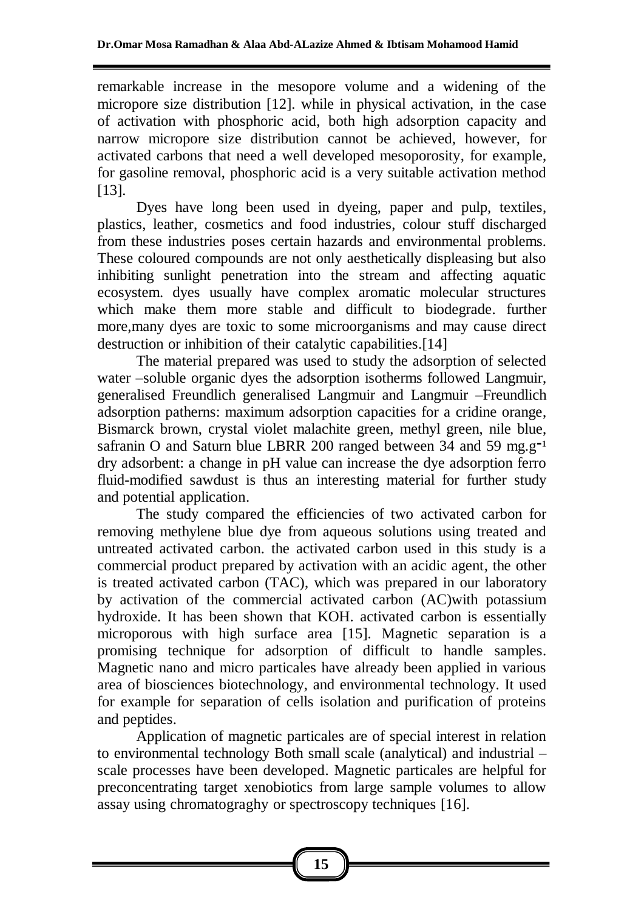remarkable increase in the mesopore volume and a widening of the micropore size distribution [12]. while in physical activation, in the case of activation with phosphoric acid, both high adsorption capacity and narrow micropore size distribution cannot be achieved, however, for activated carbons that need a well developed mesoporosity, for example, for gasoline removal, phosphoric acid is a very suitable activation method [13].

Dyes have long been used in dyeing, paper and pulp, textiles, plastics, leather, cosmetics and food industries, colour stuff discharged from these industries poses certain hazards and environmental problems. These coloured compounds are not only aesthetically displeasing but also inhibiting sunlight penetration into the stream and affecting aquatic ecosystem. dyes usually have complex aromatic molecular structures which make them more stable and difficult to biodegrade. further more,many dyes are toxic to some microorganisms and may cause direct destruction or inhibition of their catalytic capabilities.[14]

The material prepared was used to study the adsorption of selected water –soluble organic dyes the adsorption isotherms followed Langmuir, generalised Freundlich generalised Langmuir and Langmuir –Freundlich adsorption patherns: maximum adsorption capacities for a cridine orange, Bismarck brown, crystal violet malachite green, methyl green, nile blue, safranin O and Saturn blue LBRR 200 ranged between 34 and 59 mg.$g^{-1}$ dry adsorbent: a change in pH value can increase the dye adsorption ferro fluid-modified sawdust is thus an interesting material for further study and potential application.

The study compared the efficiencies of two activated carbon for removing methylene blue dye from aqueous solutions using treated and untreated activated carbon. the activated carbon used in this study is a commercial product prepared by activation with an acidic agent, the other is treated activated carbon (TAC), which was prepared in our laboratory by activation of the commercial activated carbon (AC)with potassium hydroxide. It has been shown that KOH. activated carbon is essentially microporous with high surface area [15]. Magnetic separation is a promising technique for adsorption of difficult to handle samples. Magnetic nano and micro particales have already been applied in various area of biosciences biotechnology, and environmental technology. It used for example for separation of cells isolation and purification of proteins and peptides.

Application of magnetic particales are of special interest in relation to environmental technology Both small scale (analytical) and industrial –scale processes have been developed. Magnetic particales are helpful for preconcentrating target xenobiotics from large sample volumes to allow assay using chromatograghy or spectroscopy techniques [16].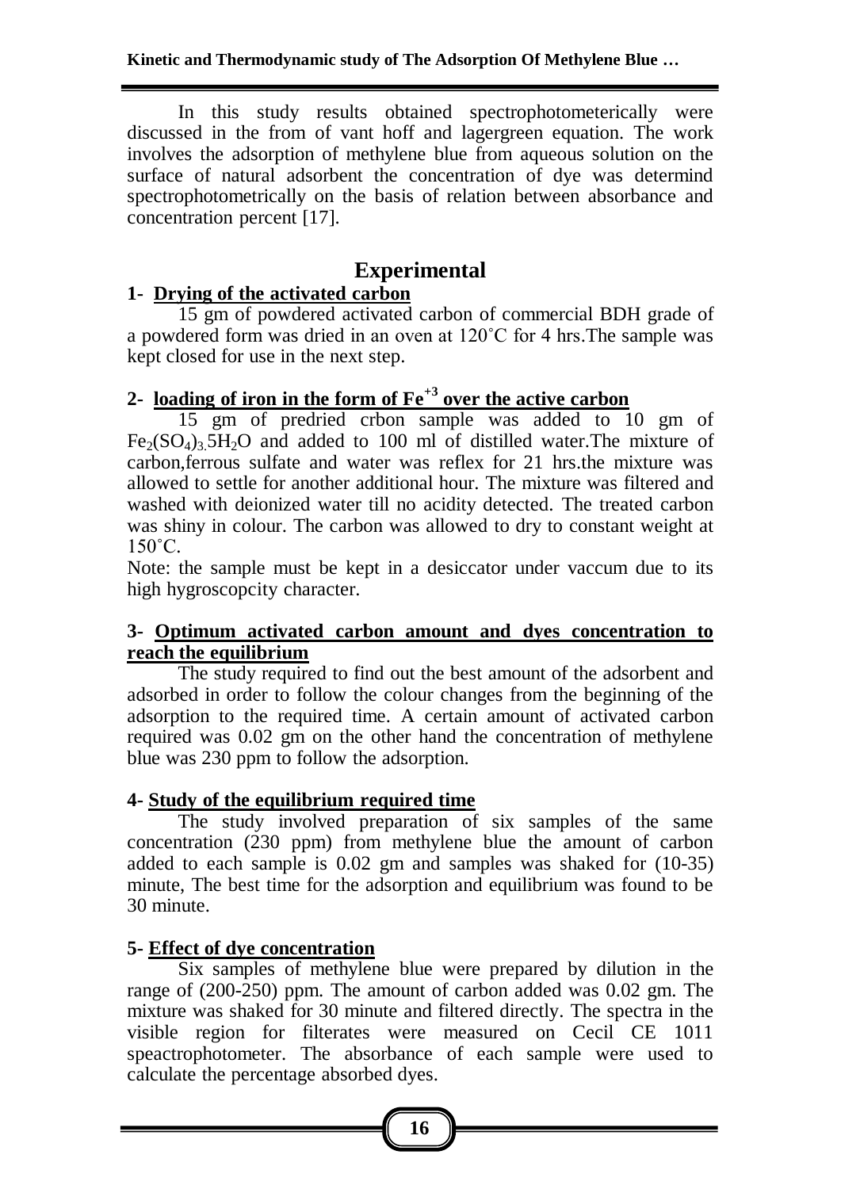In this study results obtained spectrophotometerically were discussed in the from of vant hoff and lagergreen equation. The work involves the adsorption of methylene blue from aqueous solution on the surface of natural adsorbent the concentration of dye was determind spectrophotometrically on the basis of relation between absorbance and concentration percent [17].

# Experimental

**1- Drying of the activated carbon**

15 gm of powdered activated carbon of commercial BDH grade of a powdered form was dried in an oven at 120˚C for 4 hrs.The sample was kept closed for use in the next step.

**2- loading of iron in the form of $Fe^{+3}$ over the active carbon**

15 gm of predried crbon sample was added to 10 gm of $Fe_2(SO_4)_3.5H_2O$ and added to 100 ml of distilled water.The mixture of carbon,ferrous sulfate and water was reflex for 21 hrs.the mixture was allowed to settle for another additional hour. The mixture was filtered and washed with deionized water till no acidity detected. The treated carbon was shiny in colour. The carbon was allowed to dry to constant weight at 150˚C.

Note: the sample must be kept in a desiccator under vaccum due to its high hygroscopcity character.

**3- Optimum activated carbon amount and dyes concentration to reach the equilibrium**

The study required to find out the best amount of the adsorbent and adsorbed in order to follow the colour changes from the beginning of the adsorption to the required time. A certain amount of activated carbon required was 0.02 gm on the other hand the concentration of methylene blue was 230 ppm to follow the adsorption.

**4- Study of the equilibrium required time**

The study involved preparation of six samples of the same concentration (230 ppm) from methylene blue the amount of carbon added to each sample is 0.02 gm and samples was shaked for (10-35) minute, The best time for the adsorption and equilibrium was found to be 30 minute.

**5- Effect of dye concentration**

Six samples of methylene blue were prepared by dilution in the range of (200-250) ppm. The amount of carbon added was 0.02 gm. The mixture was shaked for 30 minute and filtered directly. The spectra in the visible region for filterates were measured on Cecil CE 1011 speactrophotometer. The absorbance of each sample were used to calculate the percentage absorbed dyes.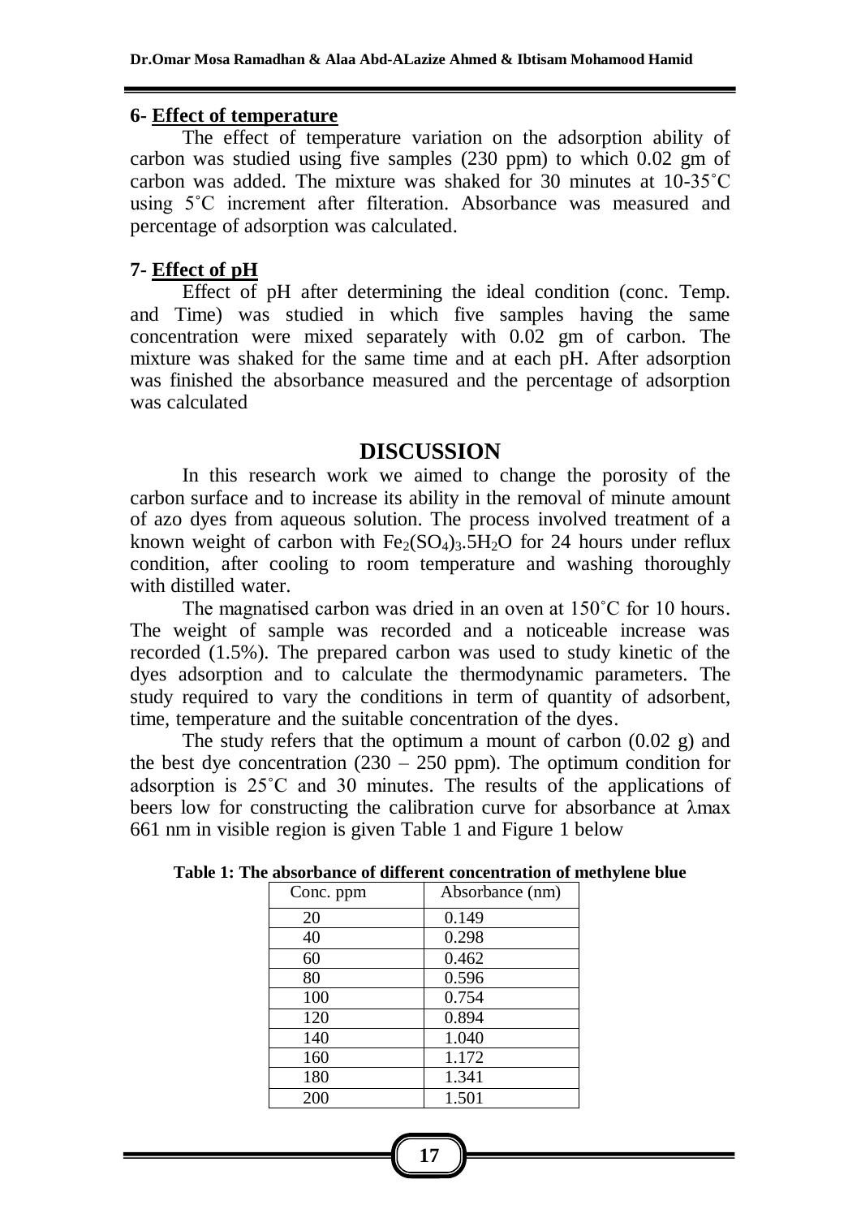**6- Effect of temperature**

The effect of temperature variation on the adsorption ability of carbon was studied using five samples (230 ppm) to which 0.02 gm of carbon was added. The mixture was shaked for 30 minutes at 10-35˚C using 5˚C increment after filteration. Absorbance was measured and percentage of adsorption was calculated.

**7- Effect of pH**

Effect of pH after determining the ideal condition (conc. Temp. and Time) was studied in which five samples having the same concentration were mixed separately with 0.02 gm of carbon. The mixture was shaked for the same time and at each pH. After adsorption was finished the absorbance measured and the percentage of adsorption was calculated

## DISCUSSION

In this research work we aimed to change the porosity of the carbon surface and to increase its ability in the removal of minute amount of azo dyes from aqueous solution. The process involved treatment of a known weight of carbon with $Fe_2(SO_4)_3.5H_2O$ for 24 hours under reflux condition, after cooling to room temperature and washing thoroughly with distilled water.

The magnatised carbon was dried in an oven at 150˚C for 10 hours. The weight of sample was recorded and a noticeable increase was recorded (1.5%). The prepared carbon was used to study kinetic of the dyes adsorption and to calculate the thermodynamic parameters. The study required to vary the conditions in term of quantity of adsorbent, time, temperature and the suitable concentration of the dyes.

The study refers that the optimum a mount of carbon (0.02 g) and the best dye concentration (230 – 250 ppm). The optimum condition for adsorption is 25˚C and 30 minutes. The results of the applications of beers low for constructing the calibration curve for absorbance at λmax 661 nm in visible region is given Table 1 and Figure 1 below

**Table 1: The absorbance of different concentration of methylene blue**

| Conc. ppm | Absorbance (nm) |
|---|---|
| 20 | 0.149 |
| 40 | 0.298 |
| 60 | 0.462 |
| 80 | 0.596 |
| 100 | 0.754 |
| 120 | 0.894 |
| 140 | 1.040 |
| 160 | 1.172 |
| 180 | 1.341 |
| 200 | 1.501 |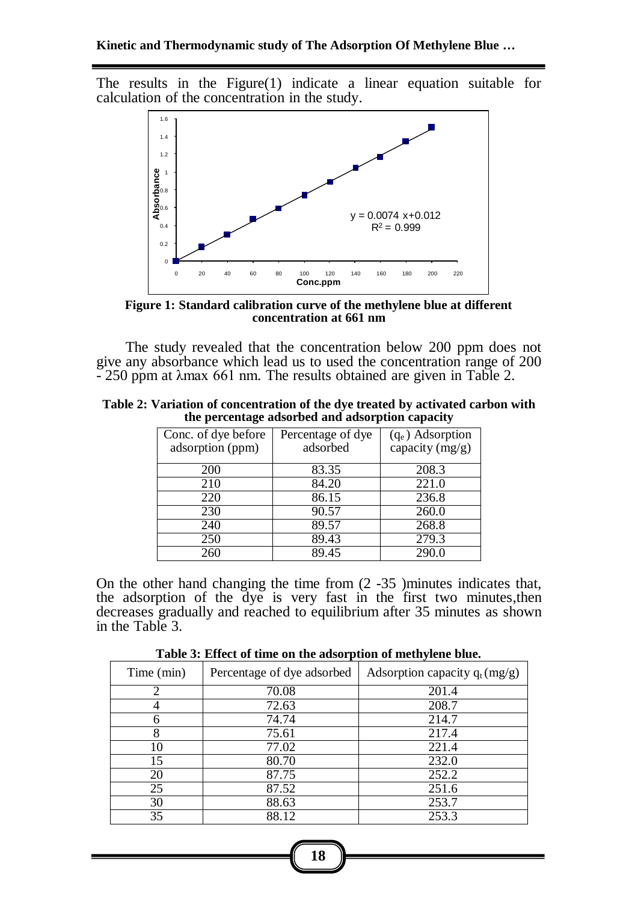The results in the Figure(1) indicate a linear equation suitable for calculation of the concentration in the study.

**Figure 1: Standard calibration curve of the methylene blue at different concentration at 661 nm**

The study revealed that the concentration below 200 ppm does not give any absorbance which lead us to used the concentration range of 200 - 250 ppm at λmax 661 nm. The results obtained are given in Table 2.

**Table 2: Variation of concentration of the dye treated by activated carbon with the percentage adsorbed and adsorption capacity**

| Conc. of dye before adsorption (ppm) | Percentage of dye adsorbed | ($q_e$) Adsorption capacity (mg/g) |
|---|---|---|
| 200 | 83.35 | 208.3 |
| 210 | 84.20 | 221.0 |
| 220 | 86.15 | 236.8 |
| 230 | 90.57 | 260.0 |
| 240 | 89.57 | 268.8 |
| 250 | 89.43 | 279.3 |
| 260 | 89.45 | 290.0 |

On the other hand changing the time from (2 -35 )minutes indicates that, the adsorption of the dye is very fast in the first two minutes,then decreases gradually and reached to equilibrium after 35 minutes as shown in the Table 3.

**Table 3: Effect of time on the adsorption of methylene blue.**

| Time (min) | Percentage of dye adsorbed | Adsorption capacity $q_t$ (mg/g) |
|---|---|---|
| 2 | 70.08 | 201.4 |
| 4 | 72.63 | 208.7 |
| 6 | 74.74 | 214.7 |
| 8 | 75.61 | 217.4 |
| 10 | 77.02 | 221.4 |
| 15 | 80.70 | 232.0 |
| 20 | 87.75 | 252.2 |
| 25 | 87.52 | 251.6 |
| 30 | 88.63 | 253.7 |
| 35 | 88.12 | 253.3 |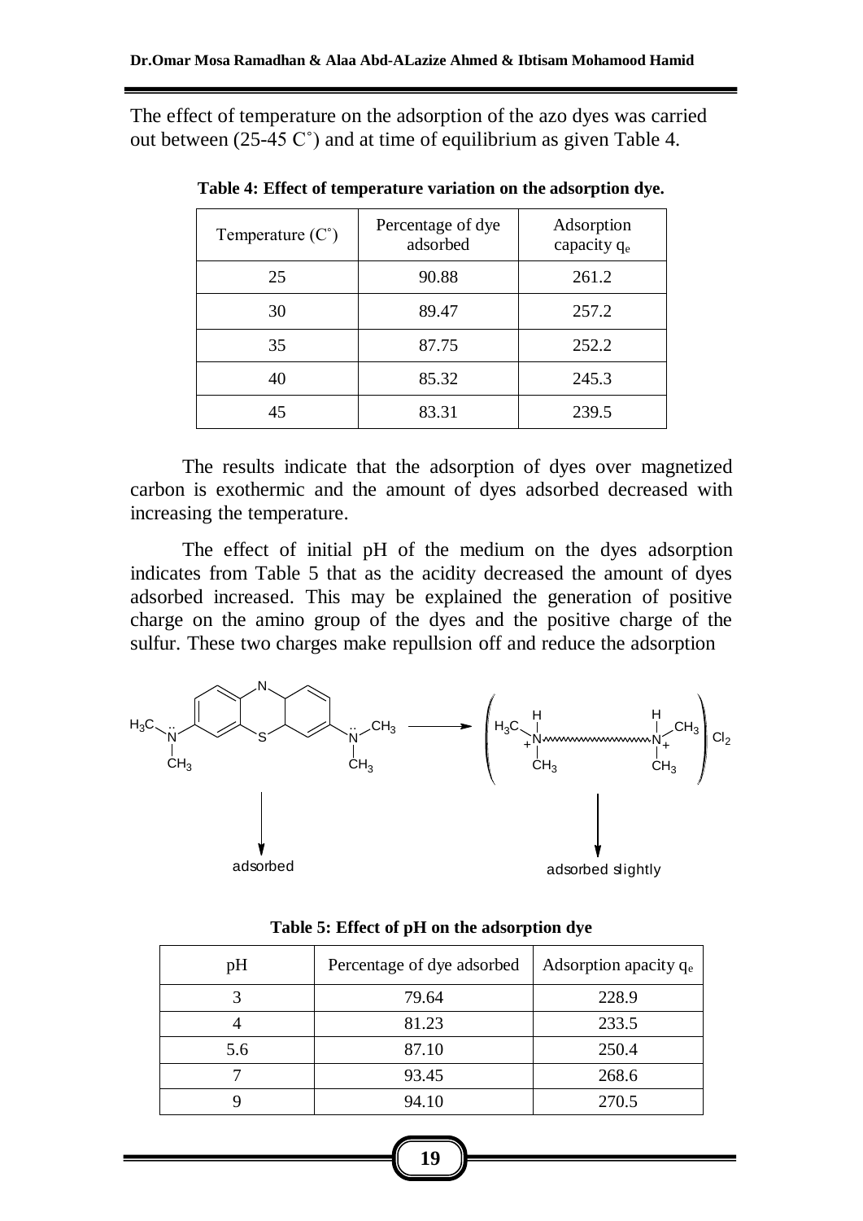The effect of temperature on the adsorption of the azo dyes was carried out between (25-45 C˚) and at time of equilibrium as given Table 4.

**Table 4: Effect of temperature variation on the adsorption dye.**

| Temperature (C˚) | Percentage of dye adsorbed | Adsorption capacity $q_e$ |
|---|---|---|
| 25 | 90.88 | 261.2 |
| 30 | 89.47 | 257.2 |
| 35 | 87.75 | 252.2 |
| 40 | 85.32 | 245.3 |
| 45 | 83.31 | 239.5 |

The results indicate that the adsorption of dyes over magnetized carbon is exothermic and the amount of dyes adsorbed decreased with increasing the temperature.

The effect of initial pH of the medium on the dyes adsorption indicates from Table 5 that as the acidity decreased the amount of dyes adsorbed increased. This may be explained the generation of positive charge on the amino group of the dyes and the positive charge of the sulfur. These two charges make repullsion off and reduce the adsorption

adsorbed

adsorbed slightly

**Table 5: Effect of pH on the adsorption dye**

| pH | Percentage of dye adsorbed | Adsorption apacity $q_e$ |
|---|---|---|
| 3 | 79.64 | 228.9 |
| 4 | 81.23 | 233.5 |
| 5.6 | 87.10 | 250.4 |
| 7 | 93.45 | 268.6 |
| 9 | 94.10 | 270.5 |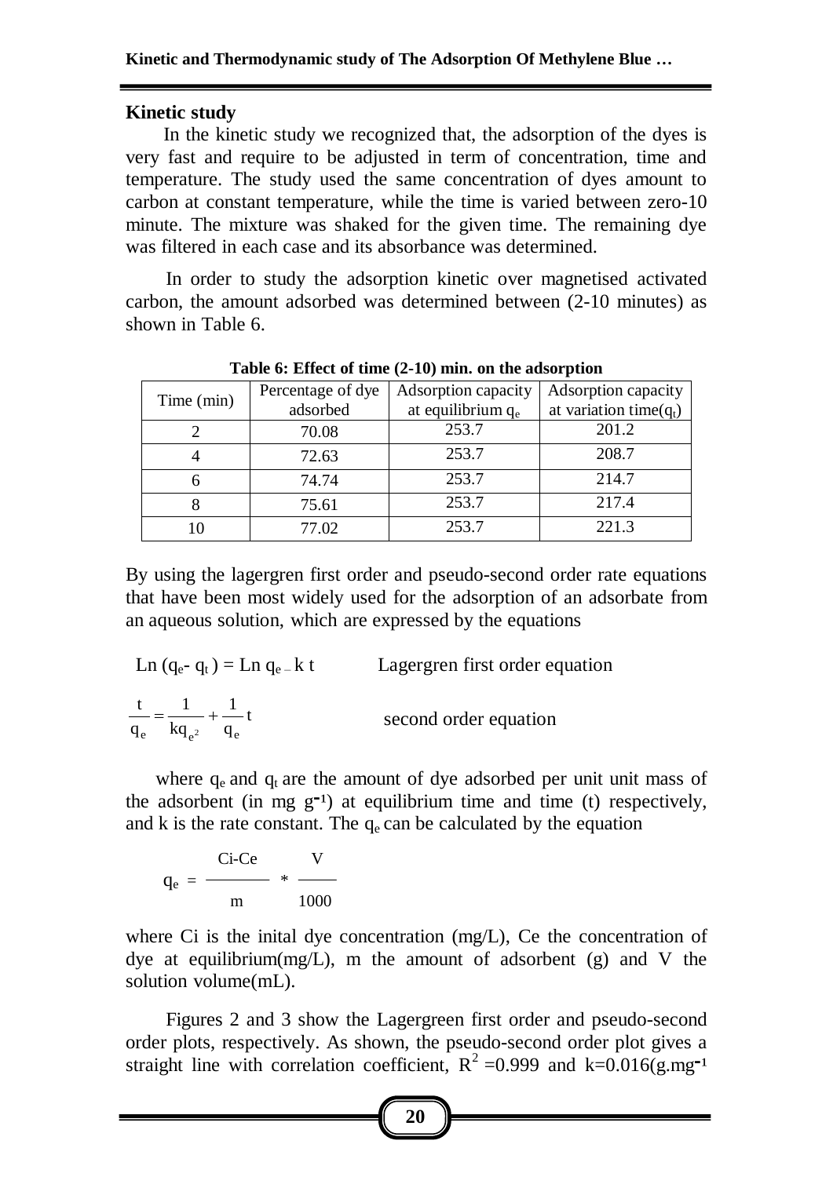### Kinetic study

In the kinetic study we recognized that, the adsorption of the dyes is very fast and require to be adjusted in term of concentration, time and temperature. The study used the same concentration of dyes amount to carbon at constant temperature, while the time is varied between zero-10 minute. The mixture was shaked for the given time. The remaining dye was filtered in each case and its absorbance was determined.

In order to study the adsorption kinetic over magnetised activated carbon, the amount adsorbed was determined between (2-10 minutes) as shown in Table 6.

**Table 6: Effect of time (2-10) min. on the adsorption**

| Time (min) | Percentage of dye adsorbed | Adsorption capacity at equilibrium $q_e$ | Adsorption capacity at variation time($q_t$) |
|---|---|---|---|
| 2 | 70.08 | 253.7 | 201.2 |
| 4 | 72.63 | 253.7 | 208.7 |
| 6 | 74.74 | 253.7 | 214.7 |
| 8 | 75.61 | 253.7 | 217.4 |
| 10 | 77.02 | 253.7 | 221.3 |

By using the lagergren first order and pseudo-second order rate equations that have been most widely used for the adsorption of an adsorbate from an aqueous solution, which are expressed by the equations

$$\text{Ln}\,(q_e - q_t) = \text{Ln}\,q_e - k\,t \qquad \text{Lagergren first order equation}$$

$$\frac{t}{q_e} = \frac{1}{kq_{e^2}} + \frac{1}{q_e}t \qquad \text{second order equation}$$

where $q_e$ and $q_t$ are the amount of dye adsorbed per unit unit mass of the adsorbent (in mg $g^{-1}$) at equilibrium time and time (t) respectively, and k is the rate constant. The $q_e$ can be calculated by the equation

$$q_e = \frac{Ci - Ce}{m} * \frac{V}{1000}$$

where Ci is the inital dye concentration (mg/L), Ce the concentration of dye at equilibrium(mg/L), m the amount of adsorbent (g) and V the solution volume(mL).

Figures 2 and 3 show the Lagergreen first order and pseudo-second order plots, respectively. As shown, the pseudo-second order plot gives a straight line with correlation coefficient, $R^2$ =0.999 and k=0.016(g.$mg^{-1}$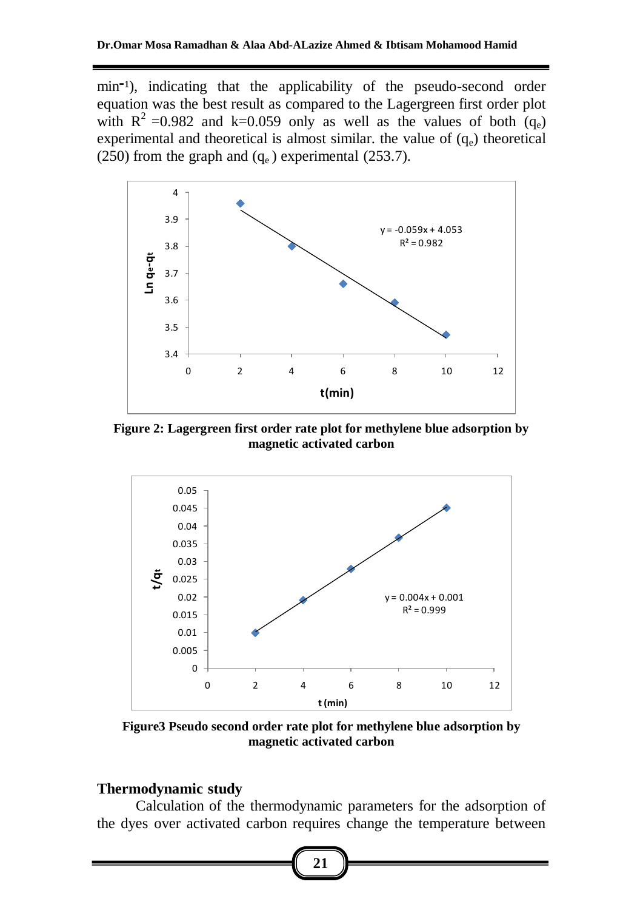min⁻¹), indicating that the applicability of the pseudo-second order equation was the best result as compared to the Lagergreen first order plot with $R^2$ =0.982 and k=0.059 only as well as the values of both ($q_e$) experimental and theoretical is almost similar. the value of ($q_e$) theoretical (250) from the graph and ($q_e$) experimental (253.7).

**Figure 2: Lagergreen first order rate plot for methylene blue adsorption by magnetic activated carbon**

**Figure3 Pseudo second order rate plot for methylene blue adsorption by magnetic activated carbon**

## Thermodynamic study

Calculation of the thermodynamic parameters for the adsorption of the dyes over activated carbon requires change the temperature between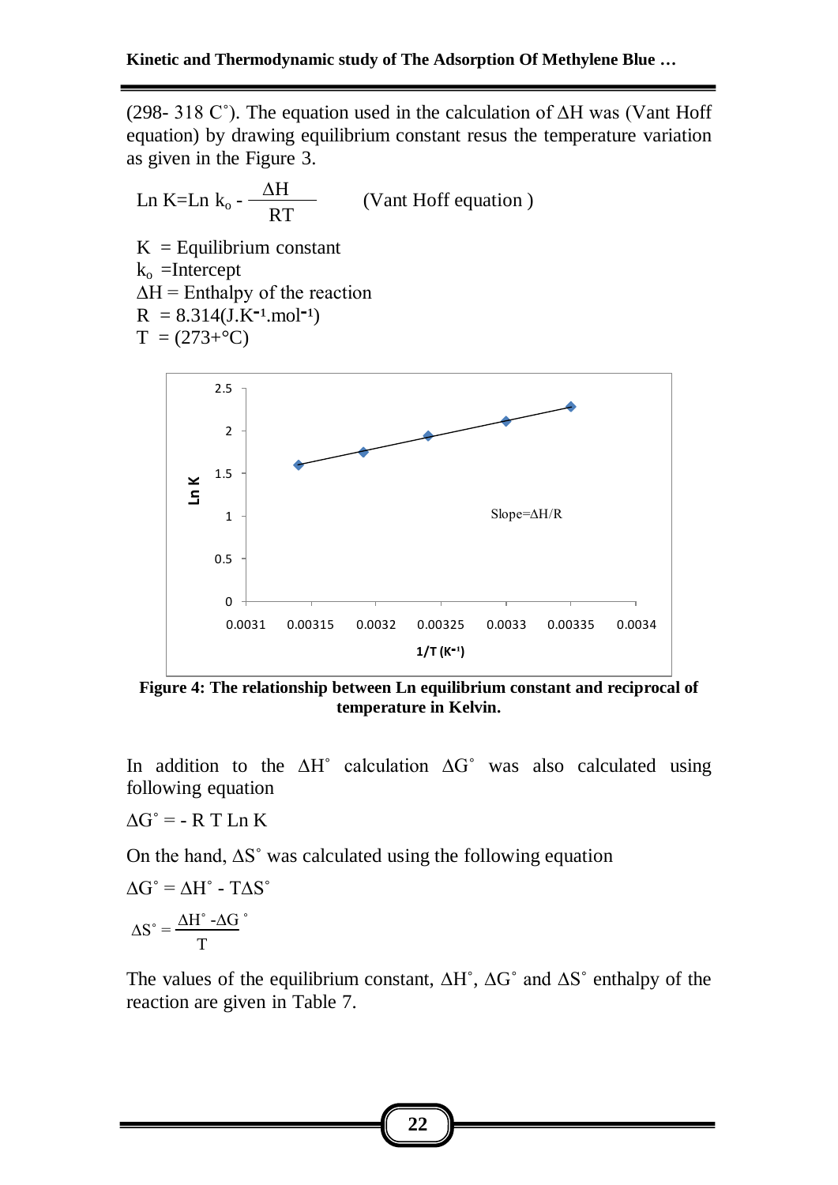(298- 318 C˚). The equation used in the calculation of ΔH was (Vant Hoff equation) by drawing equilibrium constant resus the temperature variation as given in the Figure 3.

$$\text{Ln K} = \text{Ln } k_o - \frac{\Delta H}{RT} \qquad \text{(Vant Hoff equation)}$$

K = Equilibrium constant

$k_o$ =Intercept

ΔH = Enthalpy of the reaction

R = 8.314($J.K^{-1}.mol^{-1}$)

T = (273+°C)

**Figure 4: The relationship between Ln equilibrium constant and reciprocal of temperature in Kelvin.**

In addition to the ΔH˚ calculation ΔG˚ was also calculated using following equation

$$\Delta G^{\circ} = -RT \text{ Ln K}$$

On the hand, ΔS˚ was calculated using the following equation

$$\Delta G^{\circ} = \Delta H^{\circ} - T\Delta S^{\circ}$$

$$\Delta S^{\circ} = \frac{\Delta H^{\circ} - \Delta G^{\circ}}{T}$$

The values of the equilibrium constant, ΔH˚, ΔG˚ and ΔS˚ enthalpy of the reaction are given in Table 7.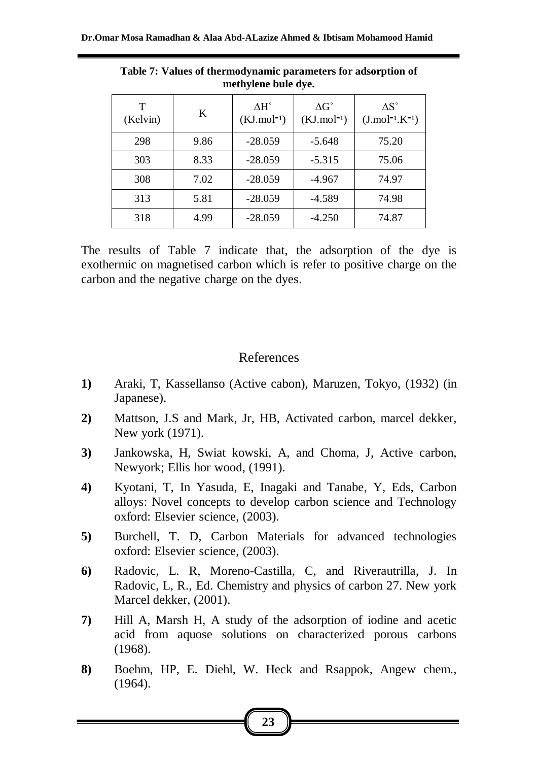**Table 7: Values of thermodynamic parameters for adsorption of methylene bule dye.**

| T (Kelvin) | K | $\Delta H^\circ$ ($KJ.mol^{-1}$) | $\Delta G^\circ$ ($KJ.mol^{-1}$) | $\Delta S^\circ$ ($J.mol^{-1}.K^{-1}$) |
|---|---|---|---|---|
| 298 | 9.86 | -28.059 | -5.648 | 75.20 |
| 303 | 8.33 | -28.059 | -5.315 | 75.06 |
| 308 | 7.02 | -28.059 | -4.967 | 74.97 |
| 313 | 5.81 | -28.059 | -4.589 | 74.98 |
| 318 | 4.99 | -28.059 | -4.250 | 74.87 |

The results of Table 7 indicate that, the adsorption of the dye is exothermic on magnetised carbon which is refer to positive charge on the carbon and the negative charge on the dyes.

## References

1) Araki, T, Kassellanso (Active cabon), Maruzen, Tokyo, (1932) (in Japanese).

2) Mattson, J.S and Mark, Jr, HB, Activated carbon, marcel dekker, New york (1971).

3) Jankowska, H, Swiat kowski, A, and Choma, J, Active carbon, Newyork; Ellis hor wood, (1991).

4) Kyotani, T, In Yasuda, E, Inagaki and Tanabe, Y, Eds, Carbon alloys: Novel concepts to develop carbon science and Technology oxford: Elsevier science, (2003).

5) Burchell, T. D, Carbon Materials for advanced technologies oxford: Elsevier science, (2003).

6) Radovic, L. R, Moreno-Castilla, C, and Riverautrilla, J. In Radovic, L, R., Ed. Chemistry and physics of carbon 27. New york Marcel dekker, (2001).

7) Hill A, Marsh H, A study of the adsorption of iodine and acetic acid from aquose solutions on characterized porous carbons (1968).

8) Boehm, HP, E. Diehl, W. Heck and Rsappok, Angew chem., (1964).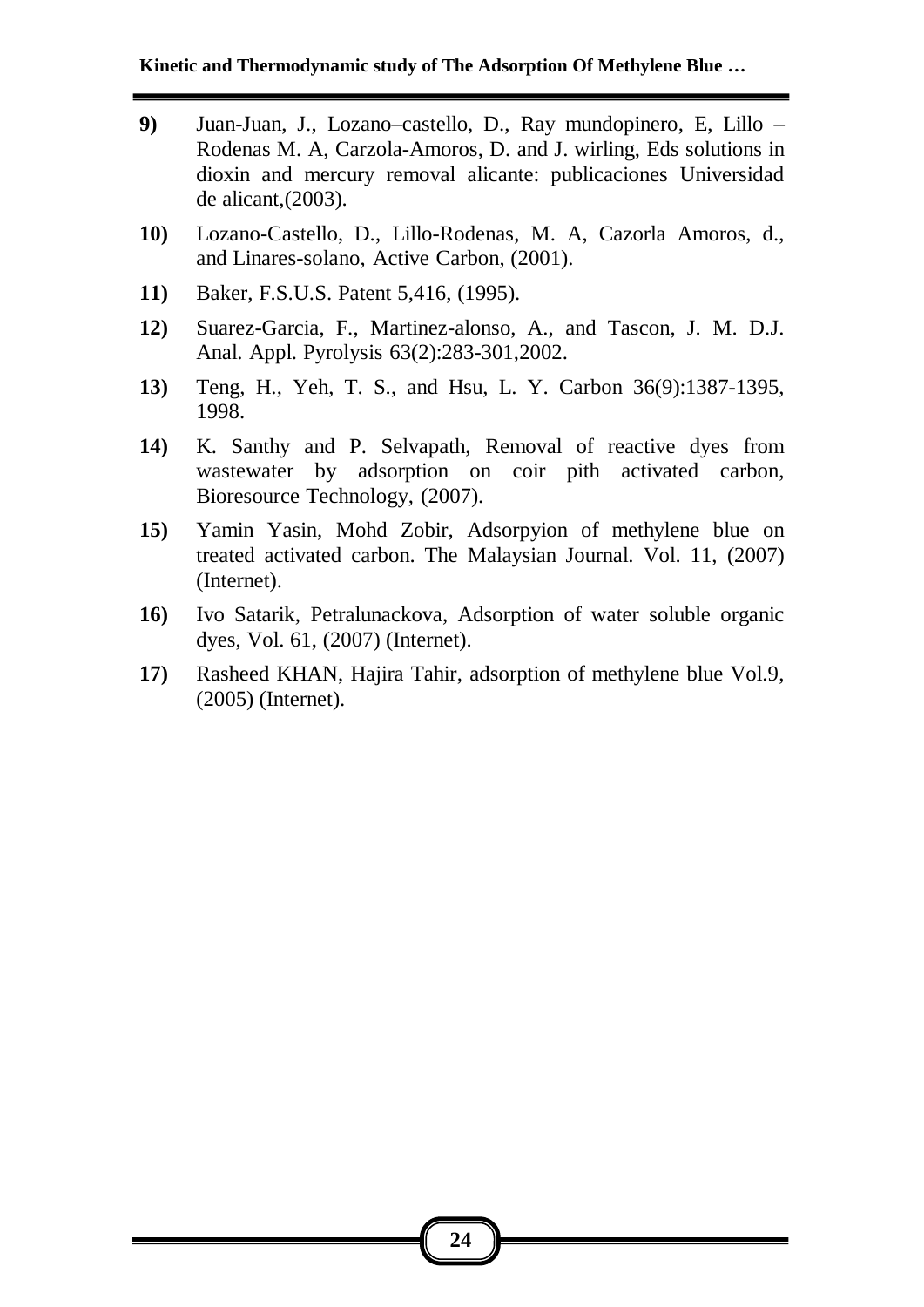**9)** Juan-Juan, J., Lozano–castello, D., Ray mundopinero, E, Lillo – Rodenas M. A, Carzola-Amoros, D. and J. wirling, Eds solutions in dioxin and mercury removal alicante: publicaciones Universidad de alicant,(2003).

**10)** Lozano-Castello, D., Lillo-Rodenas, M. A, Cazorla Amoros, d., and Linares-solano, Active Carbon, (2001).

**11)** Baker, F.S.U.S. Patent 5,416, (1995).

**12)** Suarez-Garcia, F., Martinez-alonso, A., and Tascon, J. M. D.J. Anal. Appl. Pyrolysis 63(2):283-301,2002.

**13)** Teng, H., Yeh, T. S., and Hsu, L. Y. Carbon 36(9):1387-1395, 1998.

**14)** K. Santhy and P. Selvapath, Removal of reactive dyes from wastewater by adsorption on coir pith activated carbon, Bioresource Technology, (2007).

**15)** Yamin Yasin, Mohd Zobir, Adsorpyion of methylene blue on treated activated carbon. The Malaysian Journal. Vol. 11, (2007) (Internet).

**16)** Ivo Satarik, Petralunackova, Adsorption of water soluble organic dyes, Vol. 61, (2007) (Internet).

**17)** Rasheed KHAN, Hajira Tahir, adsorption of methylene blue Vol.9, (2005) (Internet).